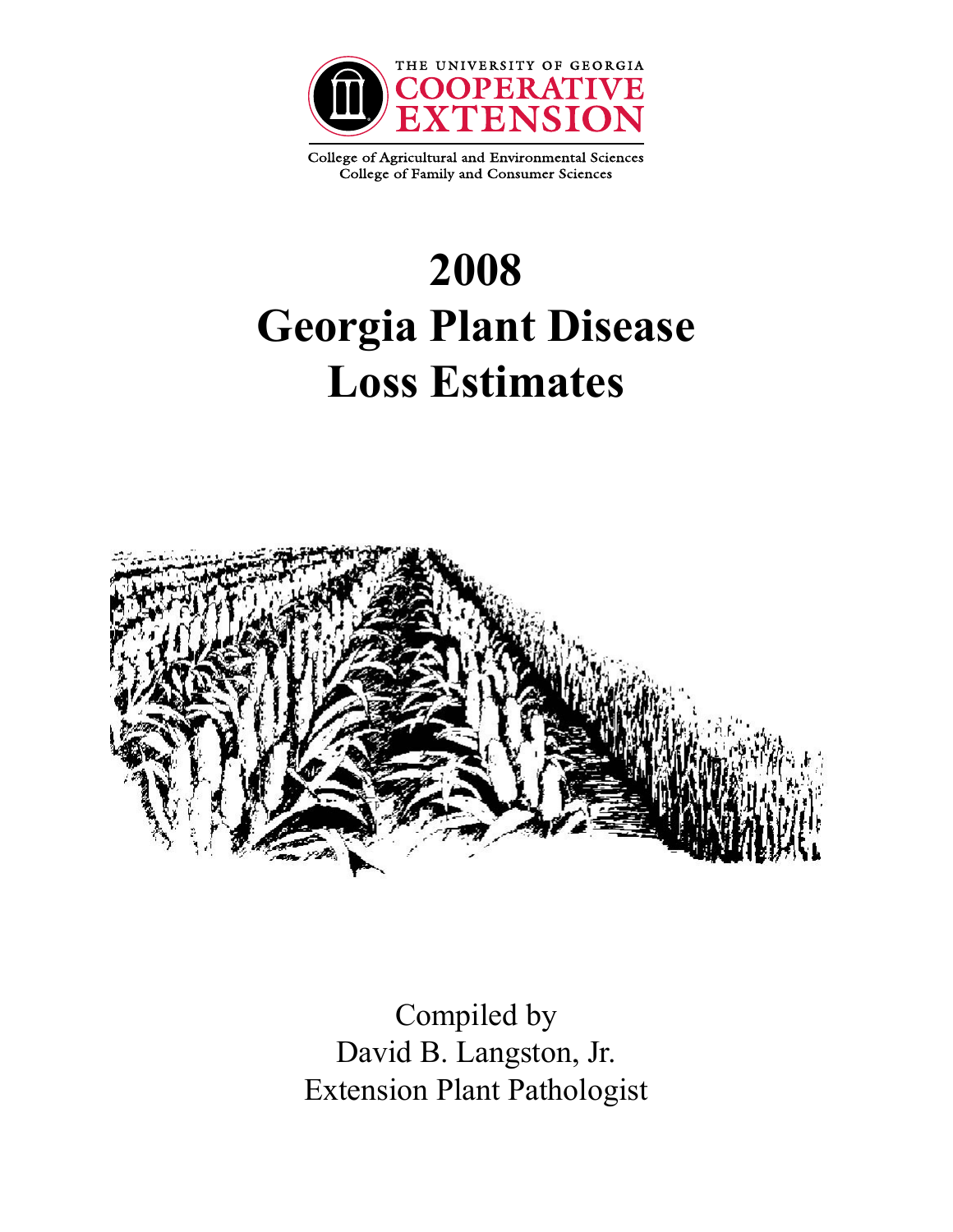THE UNIVERSITY OF GEORGIA
COOPERATIVE EXTENSION

College of Agricultural and Environmental Sciences
College of Family and Consumer Sciences

# 2008
# Georgia Plant Disease Loss Estimates

Compiled by
David B. Langston, Jr.
Extension Plant Pathologist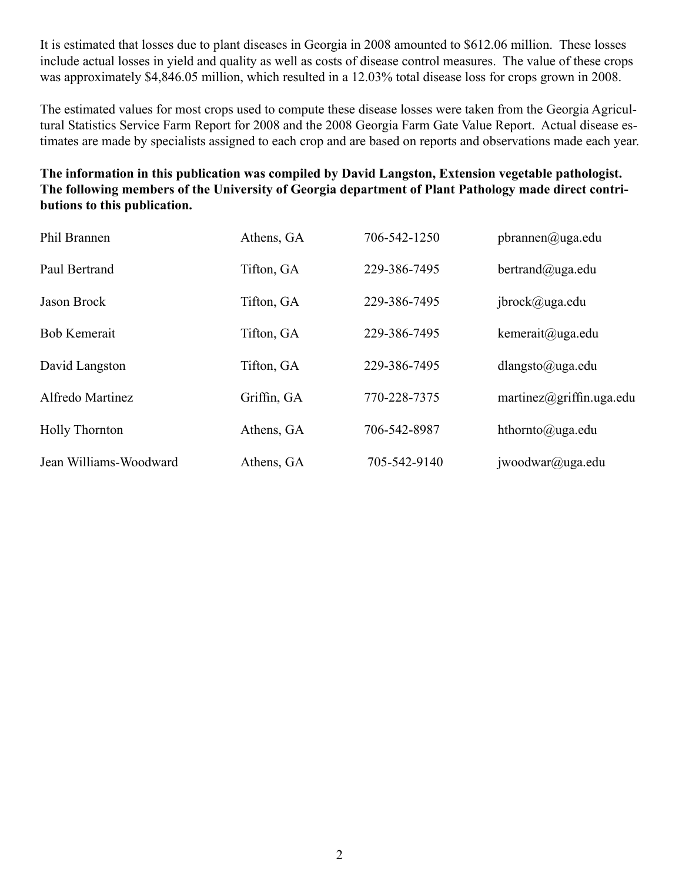It is estimated that losses due to plant diseases in Georgia in 2008 amounted to $612.06 million. These losses include actual losses in yield and quality as well as costs of disease control measures. The value of these crops was approximately $4,846.05 million, which resulted in a 12.03% total disease loss for crops grown in 2008.

The estimated values for most crops used to compute these disease losses were taken from the Georgia Agricultural Statistics Service Farm Report for 2008 and the 2008 Georgia Farm Gate Value Report. Actual disease estimates are made by specialists assigned to each crop and are based on reports and observations made each year.

**The information in this publication was compiled by David Langston, Extension vegetable pathologist. The following members of the University of Georgia department of Plant Pathology made direct contributions to this publication.**

| | | | |
|---|---|---|---|
| Phil Brannen | Athens, GA | 706-542-1250 | pbrannen@uga.edu |
| Paul Bertrand | Tifton, GA | 229-386-7495 | bertrand@uga.edu |
| Jason Brock | Tifton, GA | 229-386-7495 | jbrock@uga.edu |
| Bob Kemerait | Tifton, GA | 229-386-7495 | kemerait@uga.edu |
| David Langston | Tifton, GA | 229-386-7495 | dlangsto@uga.edu |
| Alfredo Martinez | Griffin, GA | 770-228-7375 | martinez@griffin.uga.edu |
| Holly Thornton | Athens, GA | 706-542-8987 | hthornto@uga.edu |
| Jean Williams-Woodward | Athens, GA | 705-542-9140 | jwoodwar@uga.edu |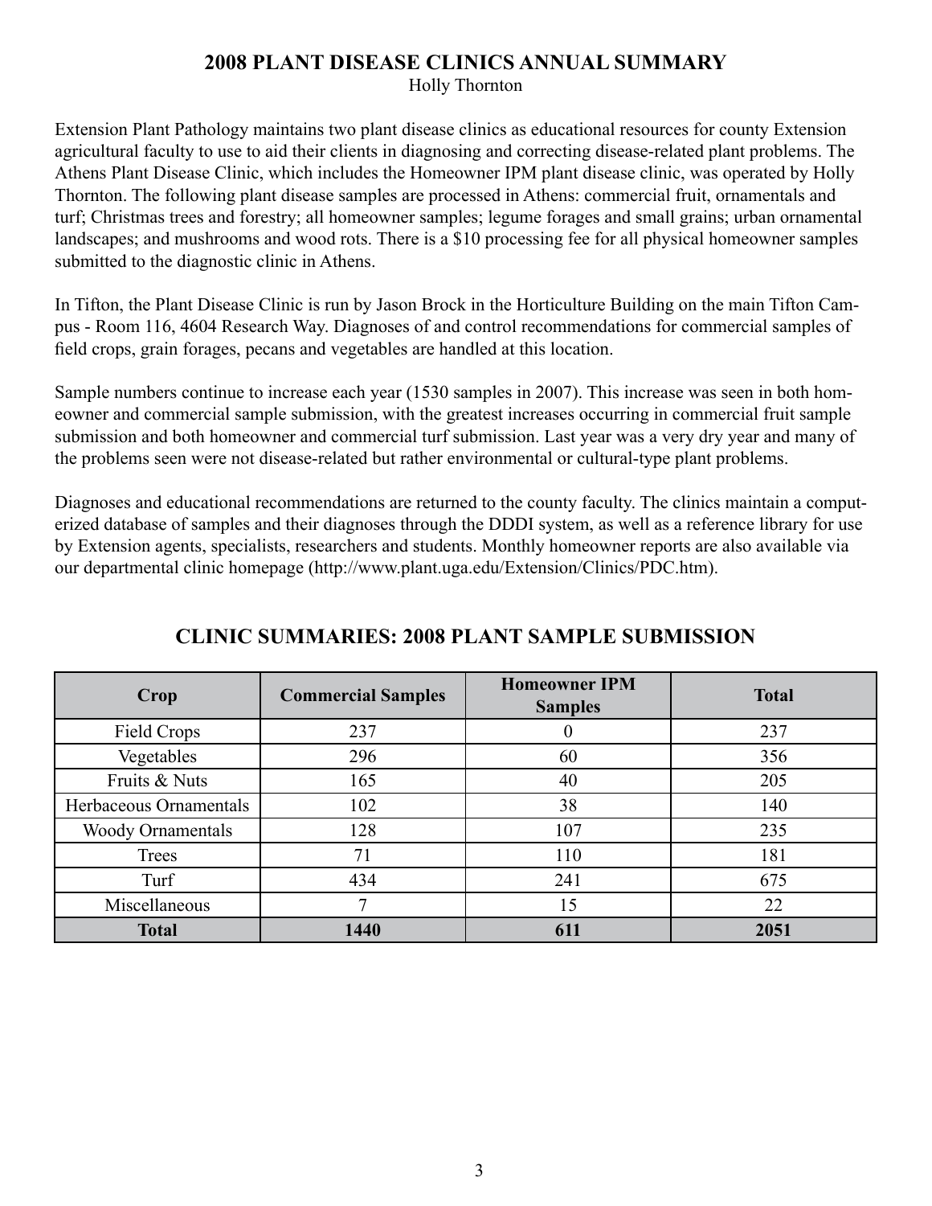# 2008 PLANT DISEASE CLINICS ANNUAL SUMMARY

Holly Thornton

Extension Plant Pathology maintains two plant disease clinics as educational resources for county Extension agricultural faculty to use to aid their clients in diagnosing and correcting disease-related plant problems. The Athens Plant Disease Clinic, which includes the Homeowner IPM plant disease clinic, was operated by Holly Thornton. The following plant disease samples are processed in Athens: commercial fruit, ornamentals and turf; Christmas trees and forestry; all homeowner samples; legume forages and small grains; urban ornamental landscapes; and mushrooms and wood rots. There is a $10 processing fee for all physical homeowner samples submitted to the diagnostic clinic in Athens.

In Tifton, the Plant Disease Clinic is run by Jason Brock in the Horticulture Building on the main Tifton Campus - Room 116, 4604 Research Way. Diagnoses of and control recommendations for commercial samples of field crops, grain forages, pecans and vegetables are handled at this location.

Sample numbers continue to increase each year (1530 samples in 2007). This increase was seen in both homeowner and commercial sample submission, with the greatest increases occurring in commercial fruit sample submission and both homeowner and commercial turf submission. Last year was a very dry year and many of the problems seen were not disease-related but rather environmental or cultural-type plant problems.

Diagnoses and educational recommendations are returned to the county faculty. The clinics maintain a computerized database of samples and their diagnoses through the DDDI system, as well as a reference library for use by Extension agents, specialists, researchers and students. Monthly homeowner reports are also available via our departmental clinic homepage (http://www.plant.uga.edu/Extension/Clinics/PDC.htm).

## CLINIC SUMMARIES: 2008 PLANT SAMPLE SUBMISSION

| Crop | Commercial Samples | Homeowner IPM Samples | Total |
|---|---|---|---|
| Field Crops | 237 | 0 | 237 |
| Vegetables | 296 | 60 | 356 |
| Fruits & Nuts | 165 | 40 | 205 |
| Herbaceous Ornamentals | 102 | 38 | 140 |
| Woody Ornamentals | 128 | 107 | 235 |
| Trees | 71 | 110 | 181 |
| Turf | 434 | 241 | 675 |
| Miscellaneous | 7 | 15 | 22 |
| **Total** | **1440** | **611** | **2051** |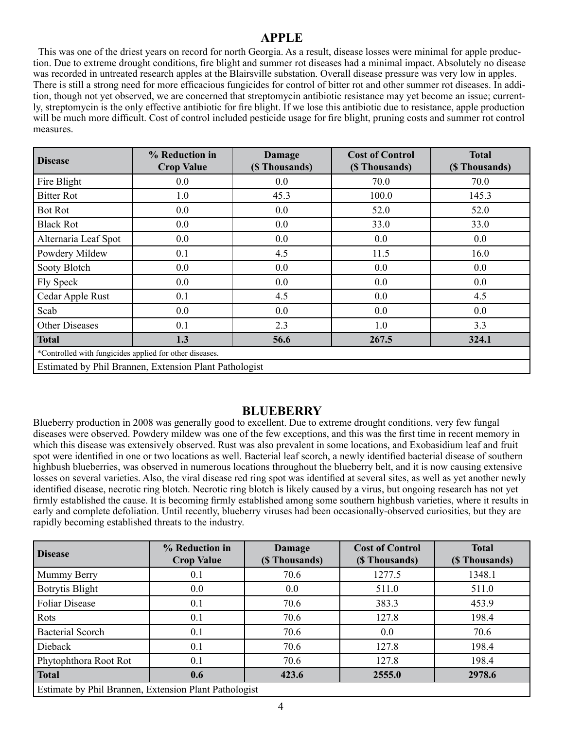## APPLE

This was one of the driest years on record for north Georgia. As a result, disease losses were minimal for apple production. Due to extreme drought conditions, fire blight and summer rot diseases had a minimal impact. Absolutely no disease was recorded in untreated research apples at the Blairsville substation. Overall disease pressure was very low in apples. There is still a strong need for more efficacious fungicides for control of bitter rot and other summer rot diseases. In addition, though not yet observed, we are concerned that streptomycin antibiotic resistance may yet become an issue; currently, streptomycin is the only effective antibiotic for fire blight. If we lose this antibiotic due to resistance, apple production will be much more difficult. Cost of control included pesticide usage for fire blight, pruning costs and summer rot control measures.

| Disease | % Reduction in Crop Value | Damage ($ Thousands) | Cost of Control ($ Thousands) | Total ($ Thousands) |
|---|---|---|---|---|
| Fire Blight | 0.0 | 0.0 | 70.0 | 70.0 |
| Bitter Rot | 1.0 | 45.3 | 100.0 | 145.3 |
| Bot Rot | 0.0 | 0.0 | 52.0 | 52.0 |
| Black Rot | 0.0 | 0.0 | 33.0 | 33.0 |
| Alternaria Leaf Spot | 0.0 | 0.0 | 0.0 | 0.0 |
| Powdery Mildew | 0.1 | 4.5 | 11.5 | 16.0 |
| Sooty Blotch | 0.0 | 0.0 | 0.0 | 0.0 |
| Fly Speck | 0.0 | 0.0 | 0.0 | 0.0 |
| Cedar Apple Rust | 0.1 | 4.5 | 0.0 | 4.5 |
| Scab | 0.0 | 0.0 | 0.0 | 0.0 |
| Other Diseases | 0.1 | 2.3 | 1.0 | 3.3 |
| **Total** | **1.3** | **56.6** | **267.5** | **324.1** |
| *Controlled with fungicides applied for other diseases. | | | | |
| Estimated by Phil Brannen, Extension Plant Pathologist | | | | |

## BLUEBERRY

Blueberry production in 2008 was generally good to excellent. Due to extreme drought conditions, very few fungal diseases were observed. Powdery mildew was one of the few exceptions, and this was the first time in recent memory in which this disease was extensively observed. Rust was also prevalent in some locations, and Exobasidium leaf and fruit spot were identified in one or two locations as well. Bacterial leaf scorch, a newly identified bacterial disease of southern highbush blueberries, was observed in numerous locations throughout the blueberry belt, and it is now causing extensive losses on several varieties. Also, the viral disease red ring spot was identified at several sites, as well as yet another newly identified disease, necrotic ring blotch. Necrotic ring blotch is likely caused by a virus, but ongoing research has not yet firmly established the cause. It is becoming firmly established among some southern highbush varieties, where it results in early and complete defoliation. Until recently, blueberry viruses had been occasionally-observed curiosities, but they are rapidly becoming established threats to the industry.

| Disease | % Reduction in Crop Value | Damage ($ Thousands) | Cost of Control ($ Thousands) | Total ($ Thousands) |
|---|---|---|---|---|
| Mummy Berry | 0.1 | 70.6 | 1277.5 | 1348.1 |
| Botrytis Blight | 0.0 | 0.0 | 511.0 | 511.0 |
| Foliar Disease | 0.1 | 70.6 | 383.3 | 453.9 |
| Rots | 0.1 | 70.6 | 127.8 | 198.4 |
| Bacterial Scorch | 0.1 | 70.6 | 0.0 | 70.6 |
| Dieback | 0.1 | 70.6 | 127.8 | 198.4 |
| Phytophthora Root Rot | 0.1 | 70.6 | 127.8 | 198.4 |
| **Total** | **0.6** | **423.6** | **2555.0** | **2978.6** |
| Estimate by Phil Brannen, Extension Plant Pathologist | | | | |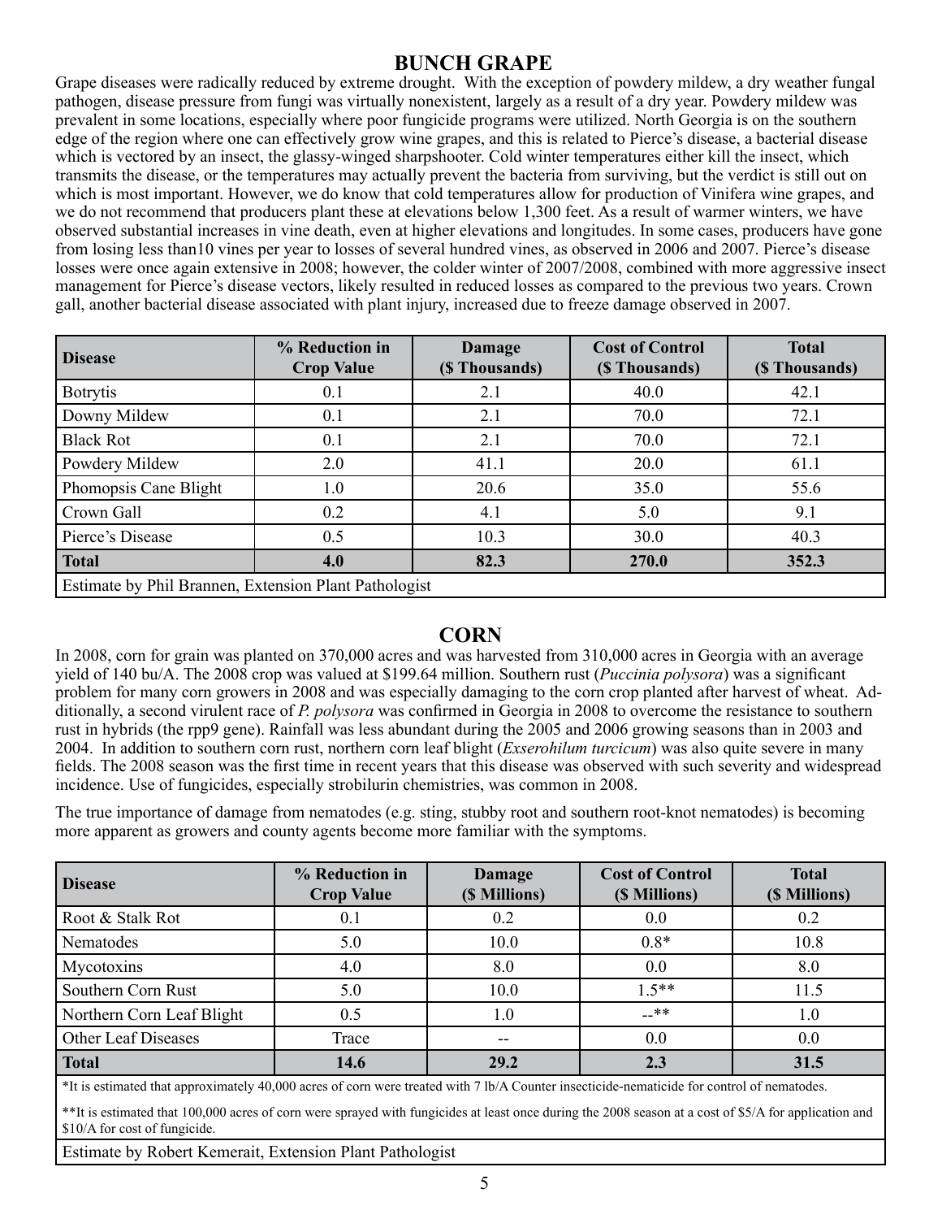## BUNCH GRAPE

Grape diseases were radically reduced by extreme drought. With the exception of powdery mildew, a dry weather fungal pathogen, disease pressure from fungi was virtually nonexistent, largely as a result of a dry year. Powdery mildew was prevalent in some locations, especially where poor fungicide programs were utilized. North Georgia is on the southern edge of the region where one can effectively grow wine grapes, and this is related to Pierce's disease, a bacterial disease which is vectored by an insect, the glassy-winged sharpshooter. Cold winter temperatures either kill the insect, which transmits the disease, or the temperatures may actually prevent the bacteria from surviving, but the verdict is still out on which is most important. However, we do know that cold temperatures allow for production of Vinifera wine grapes, and we do not recommend that producers plant these at elevations below 1,300 feet. As a result of warmer winters, we have observed substantial increases in vine death, even at higher elevations and longitudes. In some cases, producers have gone from losing less than10 vines per year to losses of several hundred vines, as observed in 2006 and 2007. Pierce's disease losses were once again extensive in 2008; however, the colder winter of 2007/2008, combined with more aggressive insect management for Pierce's disease vectors, likely resulted in reduced losses as compared to the previous two years. Crown gall, another bacterial disease associated with plant injury, increased due to freeze damage observed in 2007.

| Disease | % Reduction in Crop Value | Damage ($ Thousands) | Cost of Control ($ Thousands) | Total ($ Thousands) |
|---|---|---|---|---|
| Botrytis | 0.1 | 2.1 | 40.0 | 42.1 |
| Downy Mildew | 0.1 | 2.1 | 70.0 | 72.1 |
| Black Rot | 0.1 | 2.1 | 70.0 | 72.1 |
| Powdery Mildew | 2.0 | 41.1 | 20.0 | 61.1 |
| Phomopsis Cane Blight | 1.0 | 20.6 | 35.0 | 55.6 |
| Crown Gall | 0.2 | 4.1 | 5.0 | 9.1 |
| Pierce's Disease | 0.5 | 10.3 | 30.0 | 40.3 |
| **Total** | **4.0** | **82.3** | **270.0** | **352.3** |
| Estimate by Phil Brannen, Extension Plant Pathologist | | | | |

## CORN

In 2008, corn for grain was planted on 370,000 acres and was harvested from 310,000 acres in Georgia with an average yield of 140 bu/A. The 2008 crop was valued at $199.64 million. Southern rust (*Puccinia polysora*) was a significant problem for many corn growers in 2008 and was especially damaging to the corn crop planted after harvest of wheat. Additionally, a second virulent race of *P. polysora* was confirmed in Georgia in 2008 to overcome the resistance to southern rust in hybrids (the rpp9 gene). Rainfall was less abundant during the 2005 and 2006 growing seasons than in 2003 and 2004. In addition to southern corn rust, northern corn leaf blight (*Exserohilum turcicum*) was also quite severe in many fields. The 2008 season was the first time in recent years that this disease was observed with such severity and widespread incidence. Use of fungicides, especially strobilurin chemistries, was common in 2008.

The true importance of damage from nematodes (e.g. sting, stubby root and southern root-knot nematodes) is becoming more apparent as growers and county agents become more familiar with the symptoms.

| Disease | % Reduction in Crop Value | Damage ($ Millions) | Cost of Control ($ Millions) | Total ($ Millions) |
|---|---|---|---|---|
| Root & Stalk Rot | 0.1 | 0.2 | 0.0 | 0.2 |
| Nematodes | 5.0 | 10.0 | 0.8* | 10.8 |
| Mycotoxins | 4.0 | 8.0 | 0.0 | 8.0 |
| Southern Corn Rust | 5.0 | 10.0 | 1.5** | 11.5 |
| Northern Corn Leaf Blight | 0.5 | 1.0 | --** | 1.0 |
| Other Leaf Diseases | Trace | -- | 0.0 | 0.0 |
| **Total** | **14.6** | **29.2** | **2.3** | **31.5** |

*It is estimated that approximately 40,000 acres of corn were treated with 7 lb/A Counter insecticide-nematicide for control of nematodes.

**It is estimated that 100,000 acres of corn were sprayed with fungicides at least once during the 2008 season at a cost of $5/A for application and $10/A for cost of fungicide.

Estimate by Robert Kemerait, Extension Plant Pathologist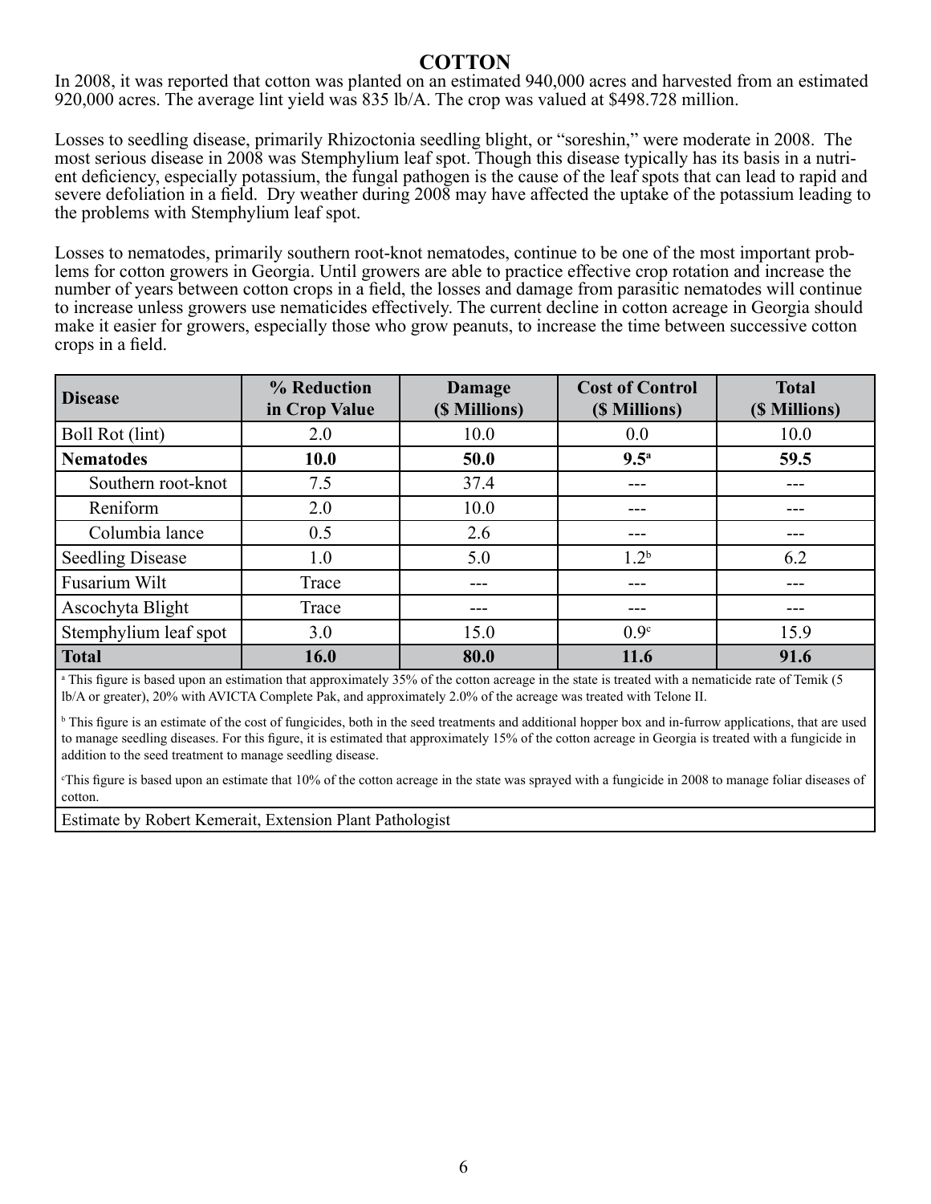# COTTON

In 2008, it was reported that cotton was planted on an estimated 940,000 acres and harvested from an estimated 920,000 acres. The average lint yield was 835 lb/A. The crop was valued at $498.728 million.

Losses to seedling disease, primarily Rhizoctonia seedling blight, or "soreshin," were moderate in 2008. The most serious disease in 2008 was Stemphylium leaf spot. Though this disease typically has its basis in a nutrient deficiency, especially potassium, the fungal pathogen is the cause of the leaf spots that can lead to rapid and severe defoliation in a field. Dry weather during 2008 may have affected the uptake of the potassium leading to the problems with Stemphylium leaf spot.

Losses to nematodes, primarily southern root-knot nematodes, continue to be one of the most important problems for cotton growers in Georgia. Until growers are able to practice effective crop rotation and increase the number of years between cotton crops in a field, the losses and damage from parasitic nematodes will continue to increase unless growers use nematicides effectively. The current decline in cotton acreage in Georgia should make it easier for growers, especially those who grow peanuts, to increase the time between successive cotton crops in a field.

| Disease | % Reduction in Crop Value | Damage ($ Millions) | Cost of Control ($ Millions) | Total ($ Millions) |
|---|---|---|---|---|
| Boll Rot (lint) | 2.0 | 10.0 | 0.0 | 10.0 |
| **Nematodes** | **10.0** | **50.0** | **9.5**[a] | **59.5** |
| Southern root-knot | 7.5 | 37.4 | --- | --- |
| Reniform | 2.0 | 10.0 | --- | --- |
| Columbia lance | 0.5 | 2.6 | --- | --- |
| Seedling Disease | 1.0 | 5.0 | 1.2[b] | 6.2 |
| Fusarium Wilt | Trace | --- | --- | --- |
| Ascochyta Blight | Trace | --- | --- | --- |
| Stemphylium leaf spot | 3.0 | 15.0 | 0.9[c] | 15.9 |
| **Total** | **16.0** | **80.0** | **11.6** | **91.6** |

[a] This figure is based upon an estimation that approximately 35% of the cotton acreage in the state is treated with a nematicide rate of Temik (5 lb/A or greater), 20% with AVICTA Complete Pak, and approximately 2.0% of the acreage was treated with Telone II.

[b] This figure is an estimate of the cost of fungicides, both in the seed treatments and additional hopper box and in-furrow applications, that are used to manage seedling diseases. For this figure, it is estimated that approximately 15% of the cotton acreage in Georgia is treated with a fungicide in addition to the seed treatment to manage seedling disease.

[c] This figure is based upon an estimate that 10% of the cotton acreage in the state was sprayed with a fungicide in 2008 to manage foliar diseases of cotton.

Estimate by Robert Kemerait, Extension Plant Pathologist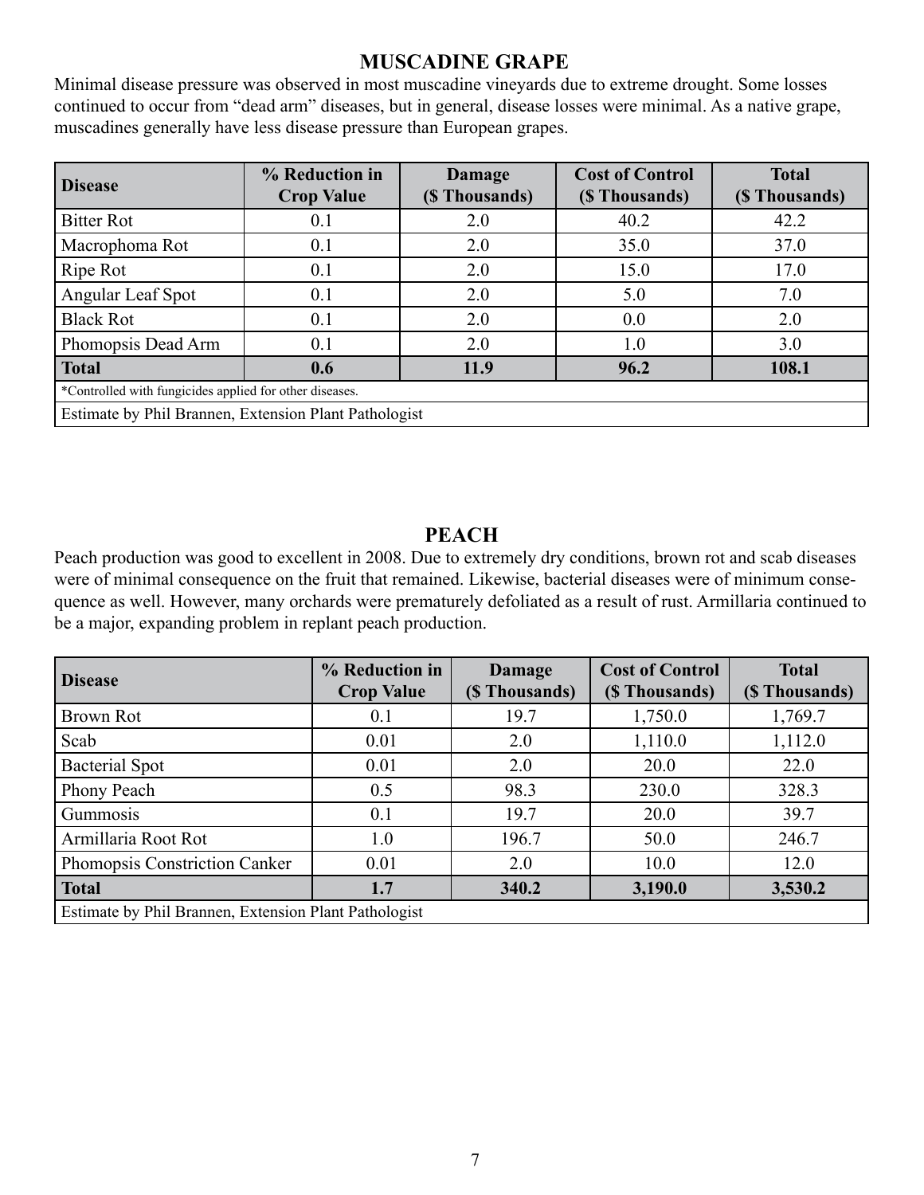## MUSCADINE GRAPE

Minimal disease pressure was observed in most muscadine vineyards due to extreme drought. Some losses continued to occur from "dead arm" diseases, but in general, disease losses were minimal. As a native grape, muscadines generally have less disease pressure than European grapes.

| Disease | % Reduction in Crop Value | Damage ($ Thousands) | Cost of Control ($ Thousands) | Total ($ Thousands) |
|---|---|---|---|---|
| Bitter Rot | 0.1 | 2.0 | 40.2 | 42.2 |
| Macrophoma Rot | 0.1 | 2.0 | 35.0 | 37.0 |
| Ripe Rot | 0.1 | 2.0 | 15.0 | 17.0 |
| Angular Leaf Spot | 0.1 | 2.0 | 5.0 | 7.0 |
| Black Rot | 0.1 | 2.0 | 0.0 | 2.0 |
| Phomopsis Dead Arm | 0.1 | 2.0 | 1.0 | 3.0 |
| **Total** | **0.6** | **11.9** | **96.2** | **108.1** |
| *Controlled with fungicides applied for other diseases. | | | | |
| Estimate by Phil Brannen, Extension Plant Pathologist | | | | |

## PEACH

Peach production was good to excellent in 2008. Due to extremely dry conditions, brown rot and scab diseases were of minimal consequence on the fruit that remained. Likewise, bacterial diseases were of minimum consequence as well. However, many orchards were prematurely defoliated as a result of rust. Armillaria continued to be a major, expanding problem in replant peach production.

| Disease | % Reduction in Crop Value | Damage ($ Thousands) | Cost of Control ($ Thousands) | Total ($ Thousands) |
|---|---|---|---|---|
| Brown Rot | 0.1 | 19.7 | 1,750.0 | 1,769.7 |
| Scab | 0.01 | 2.0 | 1,110.0 | 1,112.0 |
| Bacterial Spot | 0.01 | 2.0 | 20.0 | 22.0 |
| Phony Peach | 0.5 | 98.3 | 230.0 | 328.3 |
| Gummosis | 0.1 | 19.7 | 20.0 | 39.7 |
| Armillaria Root Rot | 1.0 | 196.7 | 50.0 | 246.7 |
| Phomopsis Constriction Canker | 0.01 | 2.0 | 10.0 | 12.0 |
| **Total** | **1.7** | **340.2** | **3,190.0** | **3,530.2** |
| Estimate by Phil Brannen, Extension Plant Pathologist | | | | |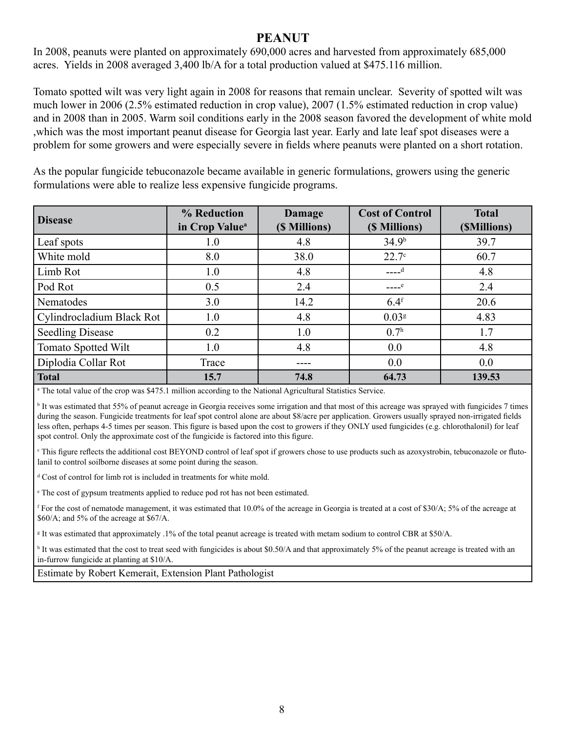# PEANUT

In 2008, peanuts were planted on approximately 690,000 acres and harvested from approximately 685,000 acres. Yields in 2008 averaged 3,400 lb/A for a total production valued at $475.116 million.

Tomato spotted wilt was very light again in 2008 for reasons that remain unclear. Severity of spotted wilt was much lower in 2006 (2.5% estimated reduction in crop value), 2007 (1.5% estimated reduction in crop value) and in 2008 than in 2005. Warm soil conditions early in the 2008 season favored the development of white mold ,which was the most important peanut disease for Georgia last year. Early and late leaf spot diseases were a problem for some growers and were especially severe in fields where peanuts were planted on a short rotation.

As the popular fungicide tebuconazole became available in generic formulations, growers using the generic formulations were able to realize less expensive fungicide programs.

| Disease | % Reduction in Crop Value[a] | Damage ($ Millions) | Cost of Control ($ Millions) | Total ($Millions) |
|---|---|---|---|---|
| Leaf spots | 1.0 | 4.8 | 34.9[b] | 39.7 |
| White mold | 8.0 | 38.0 | 22.7[c] | 60.7 |
| Limb Rot | 1.0 | 4.8 | ----[d] | 4.8 |
| Pod Rot | 0.5 | 2.4 | ----[e] | 2.4 |
| Nematodes | 3.0 | 14.2 | 6.4[f] | 20.6 |
| Cylindrocladium Black Rot | 1.0 | 4.8 | 0.03[g] | 4.83 |
| Seedling Disease | 0.2 | 1.0 | 0.7[h] | 1.7 |
| Tomato Spotted Wilt | 1.0 | 4.8 | 0.0 | 4.8 |
| Diplodia Collar Rot | Trace | ---- | 0.0 | 0.0 |
| **Total** | **15.7** | **74.8** | **64.73** | **139.53** |

[a] The total value of the crop was $475.1 million according to the National Agricultural Statistics Service.

[b] It was estimated that 55% of peanut acreage in Georgia receives some irrigation and that most of this acreage was sprayed with fungicides 7 times during the season. Fungicide treatments for leaf spot control alone are about $8/acre per application. Growers usually sprayed non-irrigated fields less often, perhaps 4-5 times per season. This figure is based upon the cost to growers if they ONLY used fungicides (e.g. chlorothalonil) for leaf spot control. Only the approximate cost of the fungicide is factored into this figure.

[c] This figure reflects the additional cost BEYOND control of leaf spot if growers chose to use products such as azoxystrobin, tebuconazole or flutolanil to control soilborne diseases at some point during the season.

[d] Cost of control for limb rot is included in treatments for white mold.

[e] The cost of gypsum treatments applied to reduce pod rot has not been estimated.

[f] For the cost of nematode management, it was estimated that 10.0% of the acreage in Georgia is treated at a cost of $30/A; 5% of the acreage at $60/A; and 5% of the acreage at $67/A.

[g] It was estimated that approximately .1% of the total peanut acreage is treated with metam sodium to control CBR at $50/A.

[h] It was estimated that the cost to treat seed with fungicides is about $0.50/A and that approximately 5% of the peanut acreage is treated with an in-furrow fungicide at planting at $10/A.

Estimate by Robert Kemerait, Extension Plant Pathologist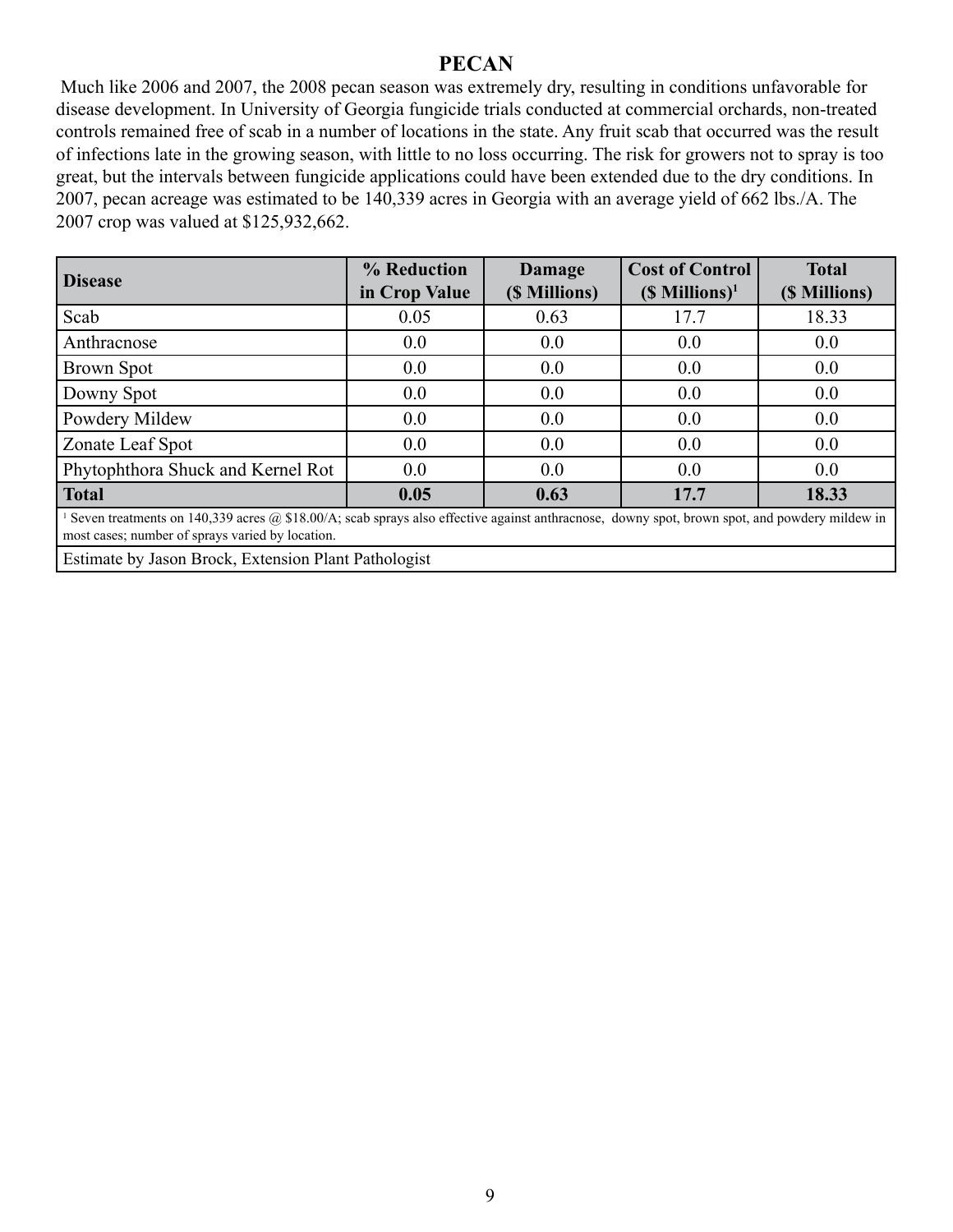# PECAN

Much like 2006 and 2007, the 2008 pecan season was extremely dry, resulting in conditions unfavorable for disease development. In University of Georgia fungicide trials conducted at commercial orchards, non-treated controls remained free of scab in a number of locations in the state. Any fruit scab that occurred was the result of infections late in the growing season, with little to no loss occurring. The risk for growers not to spray is too great, but the intervals between fungicide applications could have been extended due to the dry conditions. In 2007, pecan acreage was estimated to be 140,339 acres in Georgia with an average yield of 662 lbs./A. The 2007 crop was valued at $125,932,662.

| Disease | % Reduction in Crop Value | Damage ($ Millions) | Cost of Control ($ Millions)[1] | Total ($ Millions) |
|---|---|---|---|---|
| Scab | 0.05 | 0.63 | 17.7 | 18.33 |
| Anthracnose | 0.0 | 0.0 | 0.0 | 0.0 |
| Brown Spot | 0.0 | 0.0 | 0.0 | 0.0 |
| Downy Spot | 0.0 | 0.0 | 0.0 | 0.0 |
| Powdery Mildew | 0.0 | 0.0 | 0.0 | 0.0 |
| Zonate Leaf Spot | 0.0 | 0.0 | 0.0 | 0.0 |
| Phytophthora Shuck and Kernel Rot | 0.0 | 0.0 | 0.0 | 0.0 |
| **Total** | **0.05** | **0.63** | **17.7** | **18.33** |

[1] Seven treatments on 140,339 acres @ $18.00/A; scab sprays also effective against anthracnose, downy spot, brown spot, and powdery mildew in most cases; number of sprays varied by location.

Estimate by Jason Brock, Extension Plant Pathologist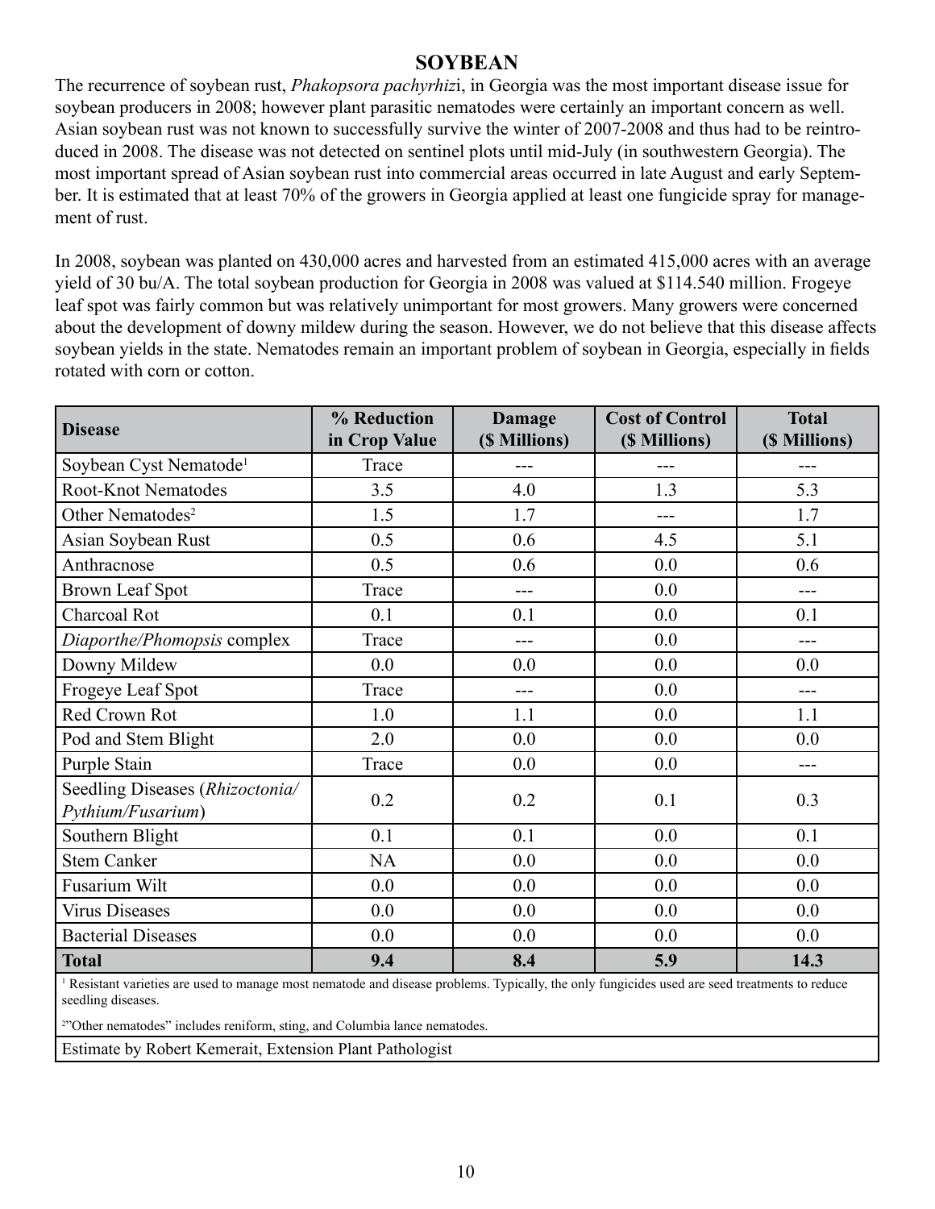# SOYBEAN

The recurrence of soybean rust, *Phakopsora pachyrhizi*, in Georgia was the most important disease issue for soybean producers in 2008; however plant parasitic nematodes were certainly an important concern as well. Asian soybean rust was not known to successfully survive the winter of 2007-2008 and thus had to be reintroduced in 2008. The disease was not detected on sentinel plots until mid-July (in southwestern Georgia). The most important spread of Asian soybean rust into commercial areas occurred in late August and early September. It is estimated that at least 70% of the growers in Georgia applied at least one fungicide spray for management of rust.

In 2008, soybean was planted on 430,000 acres and harvested from an estimated 415,000 acres with an average yield of 30 bu/A. The total soybean production for Georgia in 2008 was valued at $114.540 million. Frogeye leaf spot was fairly common but was relatively unimportant for most growers. Many growers were concerned about the development of downy mildew during the season. However, we do not believe that this disease affects soybean yields in the state. Nematodes remain an important problem of soybean in Georgia, especially in fields rotated with corn or cotton.

| Disease | % Reduction in Crop Value | Damage ($ Millions) | Cost of Control ($ Millions) | Total ($ Millions) |
|---|---|---|---|---|
| Soybean Cyst Nematode[1] | Trace | --- | --- | --- |
| Root-Knot Nematodes | 3.5 | 4.0 | 1.3 | 5.3 |
| Other Nematodes[2] | 1.5 | 1.7 | --- | 1.7 |
| Asian Soybean Rust | 0.5 | 0.6 | 4.5 | 5.1 |
| Anthracnose | 0.5 | 0.6 | 0.0 | 0.6 |
| Brown Leaf Spot | Trace | --- | 0.0 | --- |
| Charcoal Rot | 0.1 | 0.1 | 0.0 | 0.1 |
| *Diaporthe/Phomopsis* complex | Trace | --- | 0.0 | --- |
| Downy Mildew | 0.0 | 0.0 | 0.0 | 0.0 |
| Frogeye Leaf Spot | Trace | --- | 0.0 | --- |
| Red Crown Rot | 1.0 | 1.1 | 0.0 | 1.1 |
| Pod and Stem Blight | 2.0 | 0.0 | 0.0 | 0.0 |
| Purple Stain | Trace | 0.0 | 0.0 | --- |
| Seedling Diseases (*Rhizoctonia/Pythium/Fusarium*) | 0.2 | 0.2 | 0.1 | 0.3 |
| Southern Blight | 0.1 | 0.1 | 0.0 | 0.1 |
| Stem Canker | NA | 0.0 | 0.0 | 0.0 |
| Fusarium Wilt | 0.0 | 0.0 | 0.0 | 0.0 |
| Virus Diseases | 0.0 | 0.0 | 0.0 | 0.0 |
| Bacterial Diseases | 0.0 | 0.0 | 0.0 | 0.0 |
| **Total** | **9.4** | **8.4** | **5.9** | **14.3** |

[1] Resistant varieties are used to manage most nematode and disease problems. Typically, the only fungicides used are seed treatments to reduce seedling diseases.

[2] "Other nematodes" includes reniform, sting, and Columbia lance nematodes.

Estimate by Robert Kemerait, Extension Plant Pathologist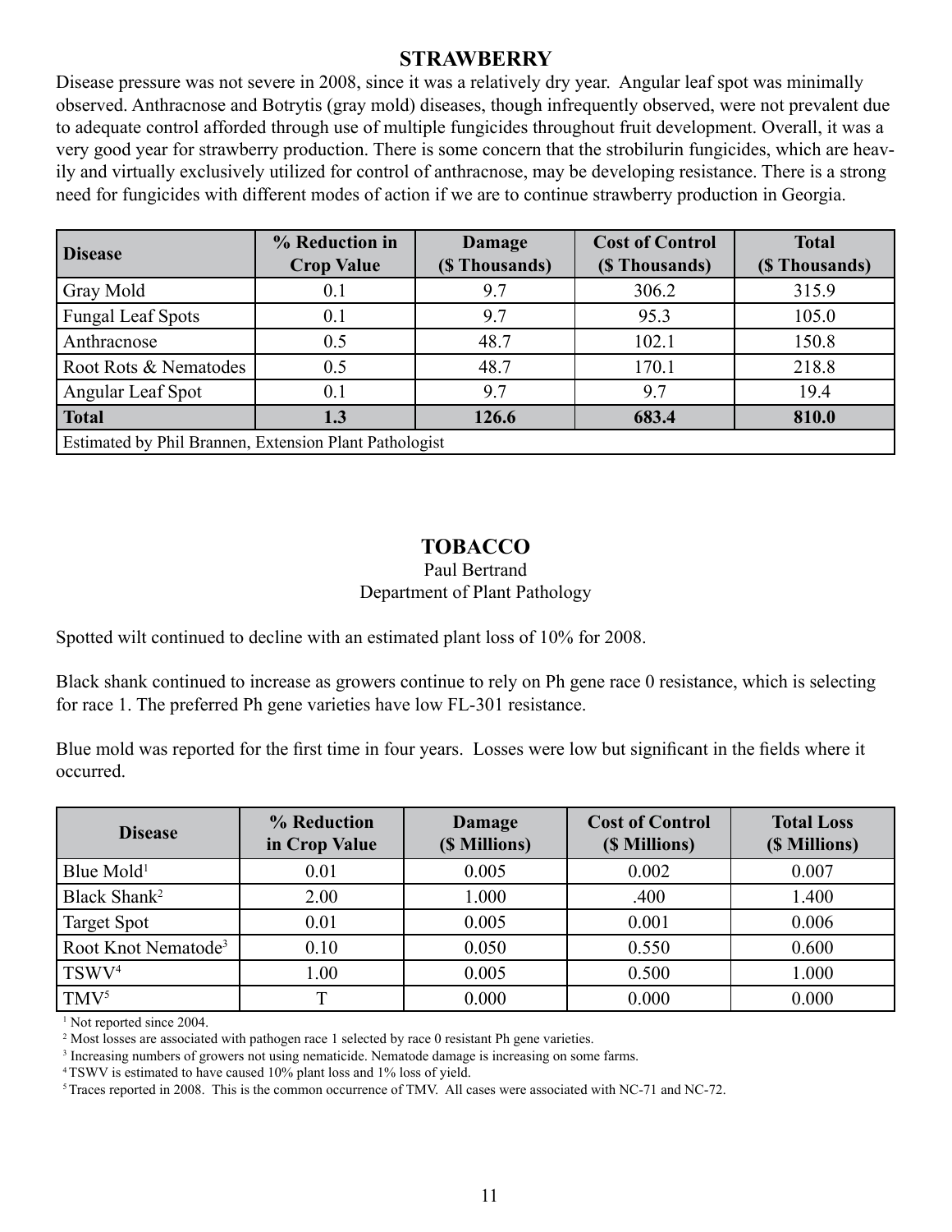## STRAWBERRY

Disease pressure was not severe in 2008, since it was a relatively dry year. Angular leaf spot was minimally observed. Anthracnose and Botrytis (gray mold) diseases, though infrequently observed, were not prevalent due to adequate control afforded through use of multiple fungicides throughout fruit development. Overall, it was a very good year for strawberry production. There is some concern that the strobilurin fungicides, which are heavily and virtually exclusively utilized for control of anthracnose, may be developing resistance. There is a strong need for fungicides with different modes of action if we are to continue strawberry production in Georgia.

| Disease | % Reduction in Crop Value | Damage ($ Thousands) | Cost of Control ($ Thousands) | Total ($ Thousands) |
|---|---|---|---|---|
| Gray Mold | 0.1 | 9.7 | 306.2 | 315.9 |
| Fungal Leaf Spots | 0.1 | 9.7 | 95.3 | 105.0 |
| Anthracnose | 0.5 | 48.7 | 102.1 | 150.8 |
| Root Rots & Nematodes | 0.5 | 48.7 | 170.1 | 218.8 |
| Angular Leaf Spot | 0.1 | 9.7 | 9.7 | 19.4 |
| **Total** | **1.3** | **126.6** | **683.4** | **810.0** |
| Estimated by Phil Brannen, Extension Plant Pathologist | | | | |

## TOBACCO

Paul Bertrand
Department of Plant Pathology

Spotted wilt continued to decline with an estimated plant loss of 10% for 2008.

Black shank continued to increase as growers continue to rely on Ph gene race 0 resistance, which is selecting for race 1. The preferred Ph gene varieties have low FL-301 resistance.

Blue mold was reported for the first time in four years. Losses were low but significant in the fields where it occurred.

| Disease | % Reduction in Crop Value | Damage ($ Millions) | Cost of Control ($ Millions) | Total Loss ($ Millions) |
|---|---|---|---|---|
| Blue Mold[1] | 0.01 | 0.005 | 0.002 | 0.007 |
| Black Shank[2] | 2.00 | 1.000 | .400 | 1.400 |
| Target Spot | 0.01 | 0.005 | 0.001 | 0.006 |
| Root Knot Nematode[3] | 0.10 | 0.050 | 0.550 | 0.600 |
| TSWV[4] | 1.00 | 0.005 | 0.500 | 1.000 |
| TMV[5] | T | 0.000 | 0.000 | 0.000 |

[1] Not reported since 2004.
[2] Most losses are associated with pathogen race 1 selected by race 0 resistant Ph gene varieties.
[3] Increasing numbers of growers not using nematicide. Nematode damage is increasing on some farms.
[4] TSWV is estimated to have caused 10% plant loss and 1% loss of yield.
[5] Traces reported in 2008. This is the common occurrence of TMV. All cases were associated with NC-71 and NC-72.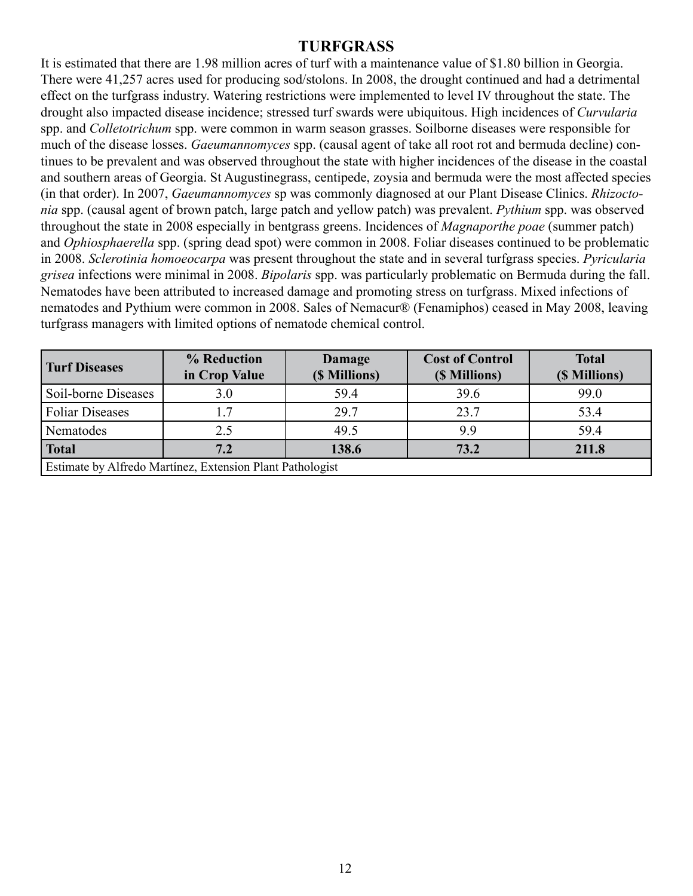# TURFGRASS

It is estimated that there are 1.98 million acres of turf with a maintenance value of $1.80 billion in Georgia. There were 41,257 acres used for producing sod/stolons. In 2008, the drought continued and had a detrimental effect on the turfgrass industry. Watering restrictions were implemented to level IV throughout the state. The drought also impacted disease incidence; stressed turf swards were ubiquitous. High incidences of *Curvularia* spp. and *Colletotrichum* spp. were common in warm season grasses. Soilborne diseases were responsible for much of the disease losses. *Gaeumannomyces* spp. (causal agent of take all root rot and bermuda decline) continues to be prevalent and was observed throughout the state with higher incidences of the disease in the coastal and southern areas of Georgia. St Augustinegrass, centipede, zoysia and bermuda were the most affected species (in that order). In 2007, *Gaeumannomyces* sp was commonly diagnosed at our Plant Disease Clinics. *Rhizoctonia* spp. (causal agent of brown patch, large patch and yellow patch) was prevalent. *Pythium* spp. was observed throughout the state in 2008 especially in bentgrass greens. Incidences of *Magnaporthe poae* (summer patch) and *Ophiosphaerella* spp. (spring dead spot) were common in 2008. Foliar diseases continued to be problematic in 2008. *Sclerotinia homoeocarpa* was present throughout the state and in several turfgrass species. *Pyricularia grisea* infections were minimal in 2008. *Bipolaris* spp. was particularly problematic on Bermuda during the fall. Nematodes have been attributed to increased damage and promoting stress on turfgrass. Mixed infections of nematodes and Pythium were common in 2008. Sales of Nemacur® (Fenamiphos) ceased in May 2008, leaving turfgrass managers with limited options of nematode chemical control.

| Turf Diseases | % Reduction in Crop Value | Damage ($ Millions) | Cost of Control ($ Millions) | Total ($ Millions) |
|---|---|---|---|---|
| Soil-borne Diseases | 3.0 | 59.4 | 39.6 | 99.0 |
| Foliar Diseases | 1.7 | 29.7 | 23.7 | 53.4 |
| Nematodes | 2.5 | 49.5 | 9.9 | 59.4 |
| **Total** | **7.2** | **138.6** | **73.2** | **211.8** |

Estimate by Alfredo Martínez, Extension Plant Pathologist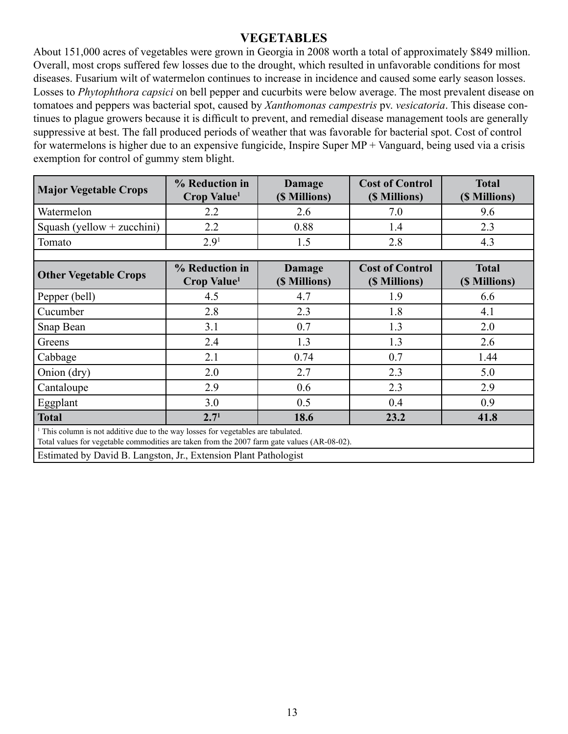# VEGETABLES

About 151,000 acres of vegetables were grown in Georgia in 2008 worth a total of approximately $849 million. Overall, most crops suffered few losses due to the drought, which resulted in unfavorable conditions for most diseases. Fusarium wilt of watermelon continues to increase in incidence and caused some early season losses. Losses to *Phytophthora capsici* on bell pepper and cucurbits were below average. The most prevalent disease on tomatoes and peppers was bacterial spot, caused by *Xanthomonas campestris* pv. *vesicatoria*. This disease continues to plague growers because it is difficult to prevent, and remedial disease management tools are generally suppressive at best. The fall produced periods of weather that was favorable for bacterial spot. Cost of control for watermelons is higher due to an expensive fungicide, Inspire Super MP + Vanguard, being used via a crisis exemption for control of gummy stem blight.

| Major Vegetable Crops | % Reduction in Crop Value[1] | Damage ($ Millions) | Cost of Control ($ Millions) | Total ($ Millions) |
|---|---|---|---|---|
| Watermelon | 2.2 | 2.6 | 7.0 | 9.6 |
| Squash (yellow + zucchini) | 2.2 | 0.88 | 1.4 | 2.3 |
| Tomato | 2.9[1] | 1.5 | 2.8 | 4.3 |
| | | | | |
| **Other Vegetable Crops** | **% Reduction in Crop Value[1]** | **Damage ($ Millions)** | **Cost of Control ($ Millions)** | **Total ($ Millions)** |
| Pepper (bell) | 4.5 | 4.7 | 1.9 | 6.6 |
| Cucumber | 2.8 | 2.3 | 1.8 | 4.1 |
| Snap Bean | 3.1 | 0.7 | 1.3 | 2.0 |
| Greens | 2.4 | 1.3 | 1.3 | 2.6 |
| Cabbage | 2.1 | 0.74 | 0.7 | 1.44 |
| Onion (dry) | 2.0 | 2.7 | 2.3 | 5.0 |
| Cantaloupe | 2.9 | 0.6 | 2.3 | 2.9 |
| Eggplant | 3.0 | 0.5 | 0.4 | 0.9 |
| **Total** | **2.7[1]** | **18.6** | **23.2** | **41.8** |

[1] This column is not additive due to the way losses for vegetables are tabulated.
Total values for vegetable commodities are taken from the 2007 farm gate values (AR-08-02).

Estimated by David B. Langston, Jr., Extension Plant Pathologist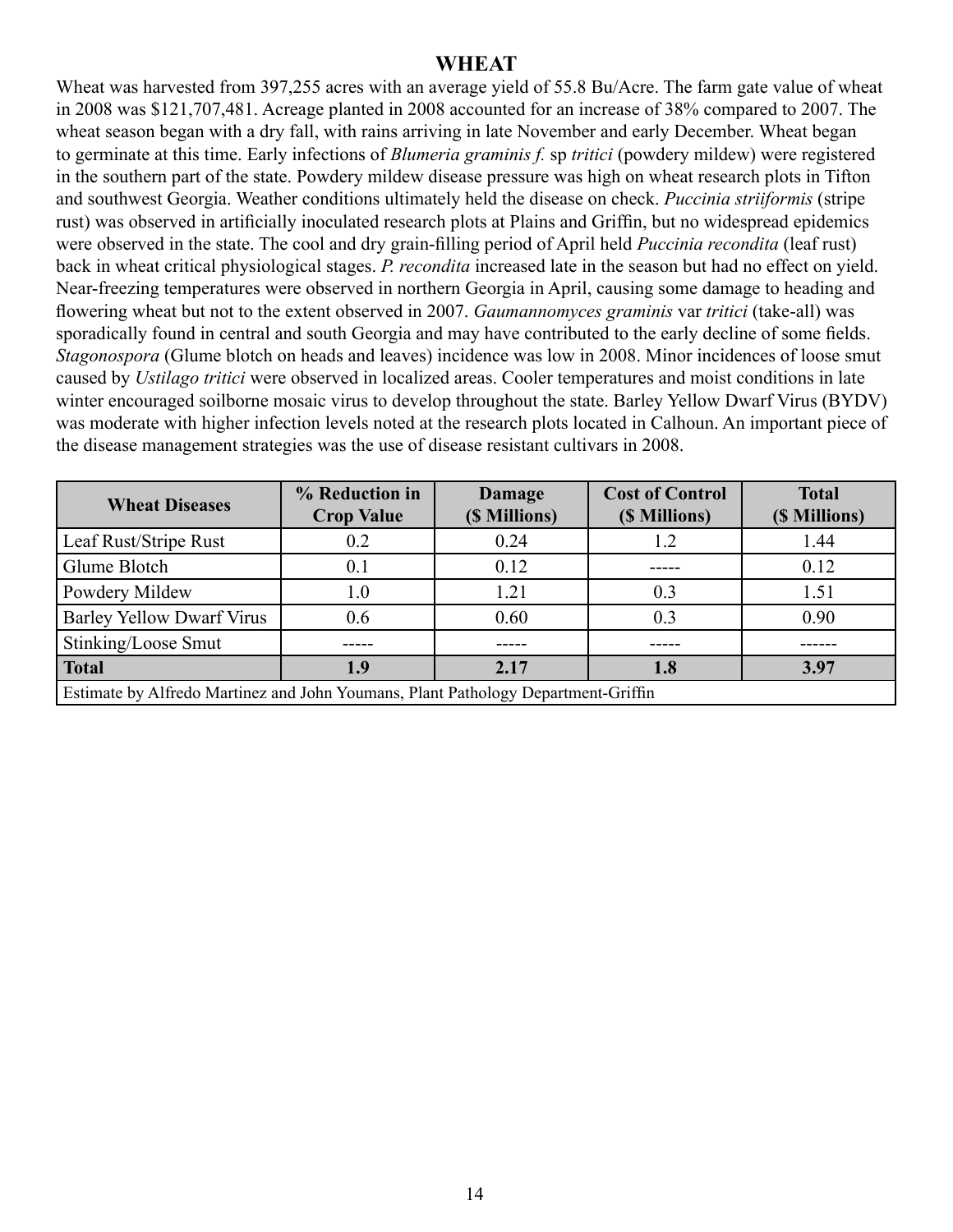# WHEAT

Wheat was harvested from 397,255 acres with an average yield of 55.8 Bu/Acre. The farm gate value of wheat in 2008 was $121,707,481. Acreage planted in 2008 accounted for an increase of 38% compared to 2007. The wheat season began with a dry fall, with rains arriving in late November and early December. Wheat began to germinate at this time. Early infections of *Blumeria graminis f.* sp *tritici* (powdery mildew) were registered in the southern part of the state. Powdery mildew disease pressure was high on wheat research plots in Tifton and southwest Georgia. Weather conditions ultimately held the disease on check. *Puccinia striiformis* (stripe rust) was observed in artificially inoculated research plots at Plains and Griffin, but no widespread epidemics were observed in the state. The cool and dry grain-filling period of April held *Puccinia recondita* (leaf rust) back in wheat critical physiological stages. *P. recondita* increased late in the season but had no effect on yield. Near-freezing temperatures were observed in northern Georgia in April, causing some damage to heading and flowering wheat but not to the extent observed in 2007. *Gaumannomyces graminis* var *tritici* (take-all) was sporadically found in central and south Georgia and may have contributed to the early decline of some fields. *Stagonospora* (Glume blotch on heads and leaves) incidence was low in 2008. Minor incidences of loose smut caused by *Ustilago tritici* were observed in localized areas. Cooler temperatures and moist conditions in late winter encouraged soilborne mosaic virus to develop throughout the state. Barley Yellow Dwarf Virus (BYDV) was moderate with higher infection levels noted at the research plots located in Calhoun. An important piece of the disease management strategies was the use of disease resistant cultivars in 2008.

| Wheat Diseases | % Reduction in Crop Value | Damage ($ Millions) | Cost of Control ($ Millions) | Total ($ Millions) |
|---|---|---|---|---|
| Leaf Rust/Stripe Rust | 0.2 | 0.24 | 1.2 | 1.44 |
| Glume Blotch | 0.1 | 0.12 | ----- | 0.12 |
| Powdery Mildew | 1.0 | 1.21 | 0.3 | 1.51 |
| Barley Yellow Dwarf Virus | 0.6 | 0.60 | 0.3 | 0.90 |
| Stinking/Loose Smut | ----- | ----- | ----- | ------ |
| **Total** | **1.9** | **2.17** | **1.8** | **3.97** |
| Estimate by Alfredo Martinez and John Youmans, Plant Pathology Department-Griffin | | | | |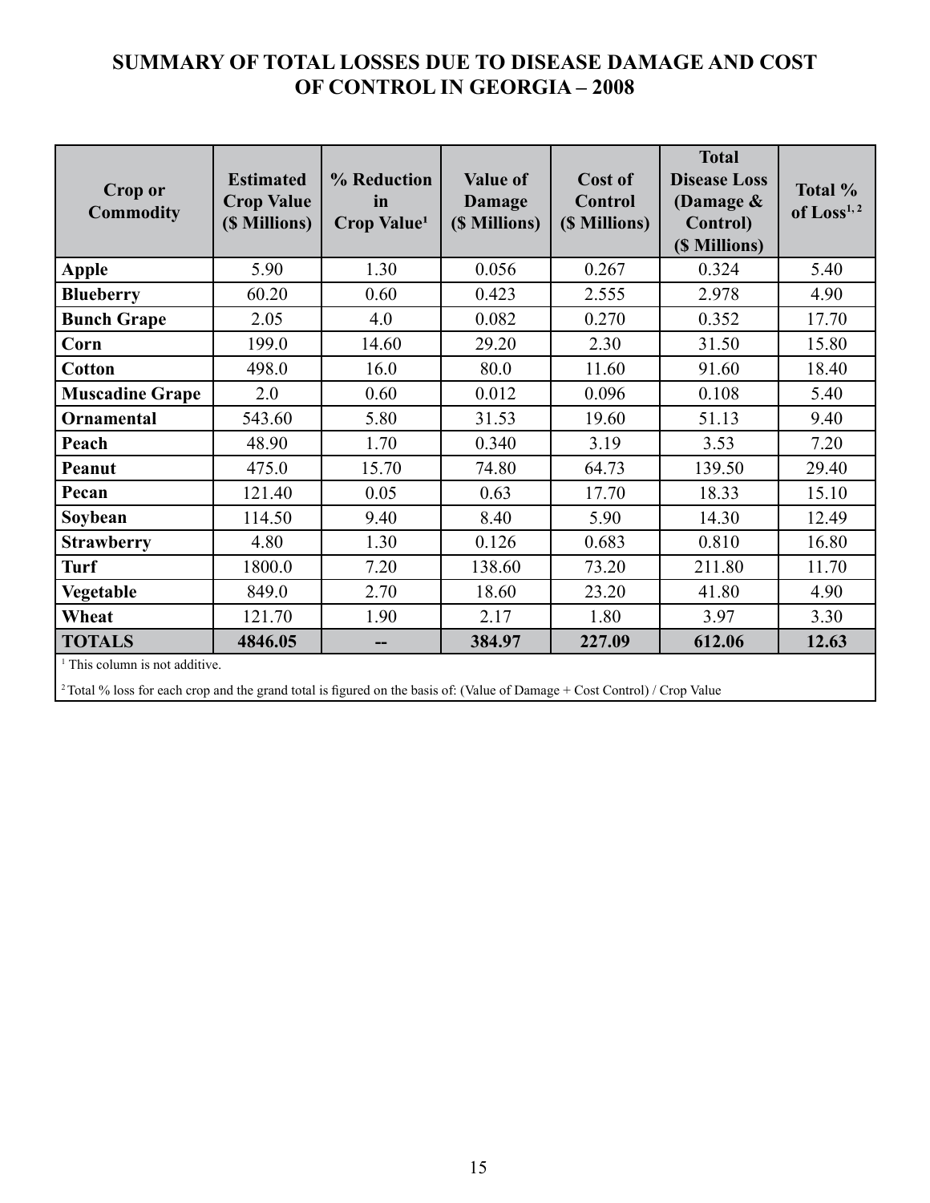# SUMMARY OF TOTAL LOSSES DUE TO DISEASE DAMAGE AND COST OF CONTROL IN GEORGIA – 2008

| Crop or Commodity | Estimated Crop Value ($ Millions) | % Reduction in Crop Value[1] | Value of Damage ($ Millions) | Cost of Control ($ Millions) | Total Disease Loss (Damage & Control) ($ Millions) | Total % of Loss[1, 2] |
|---|---|---|---|---|---|---|
| **Apple** | 5.90 | 1.30 | 0.056 | 0.267 | 0.324 | 5.40 |
| **Blueberry** | 60.20 | 0.60 | 0.423 | 2.555 | 2.978 | 4.90 |
| **Bunch Grape** | 2.05 | 4.0 | 0.082 | 0.270 | 0.352 | 17.70 |
| **Corn** | 199.0 | 14.60 | 29.20 | 2.30 | 31.50 | 15.80 |
| **Cotton** | 498.0 | 16.0 | 80.0 | 11.60 | 91.60 | 18.40 |
| **Muscadine Grape** | 2.0 | 0.60 | 0.012 | 0.096 | 0.108 | 5.40 |
| **Ornamental** | 543.60 | 5.80 | 31.53 | 19.60 | 51.13 | 9.40 |
| **Peach** | 48.90 | 1.70 | 0.340 | 3.19 | 3.53 | 7.20 |
| **Peanut** | 475.0 | 15.70 | 74.80 | 64.73 | 139.50 | 29.40 |
| **Pecan** | 121.40 | 0.05 | 0.63 | 17.70 | 18.33 | 15.10 |
| **Soybean** | 114.50 | 9.40 | 8.40 | 5.90 | 14.30 | 12.49 |
| **Strawberry** | 4.80 | 1.30 | 0.126 | 0.683 | 0.810 | 16.80 |
| **Turf** | 1800.0 | 7.20 | 138.60 | 73.20 | 211.80 | 11.70 |
| **Vegetable** | 849.0 | 2.70 | 18.60 | 23.20 | 41.80 | 4.90 |
| **Wheat** | 121.70 | 1.90 | 2.17 | 1.80 | 3.97 | 3.30 |
| **TOTALS** | **4846.05** | **--** | **384.97** | **227.09** | **612.06** | **12.63** |

[1] This column is not additive.

[2] Total % loss for each crop and the grand total is figured on the basis of: (Value of Damage + Cost Control) / Crop Value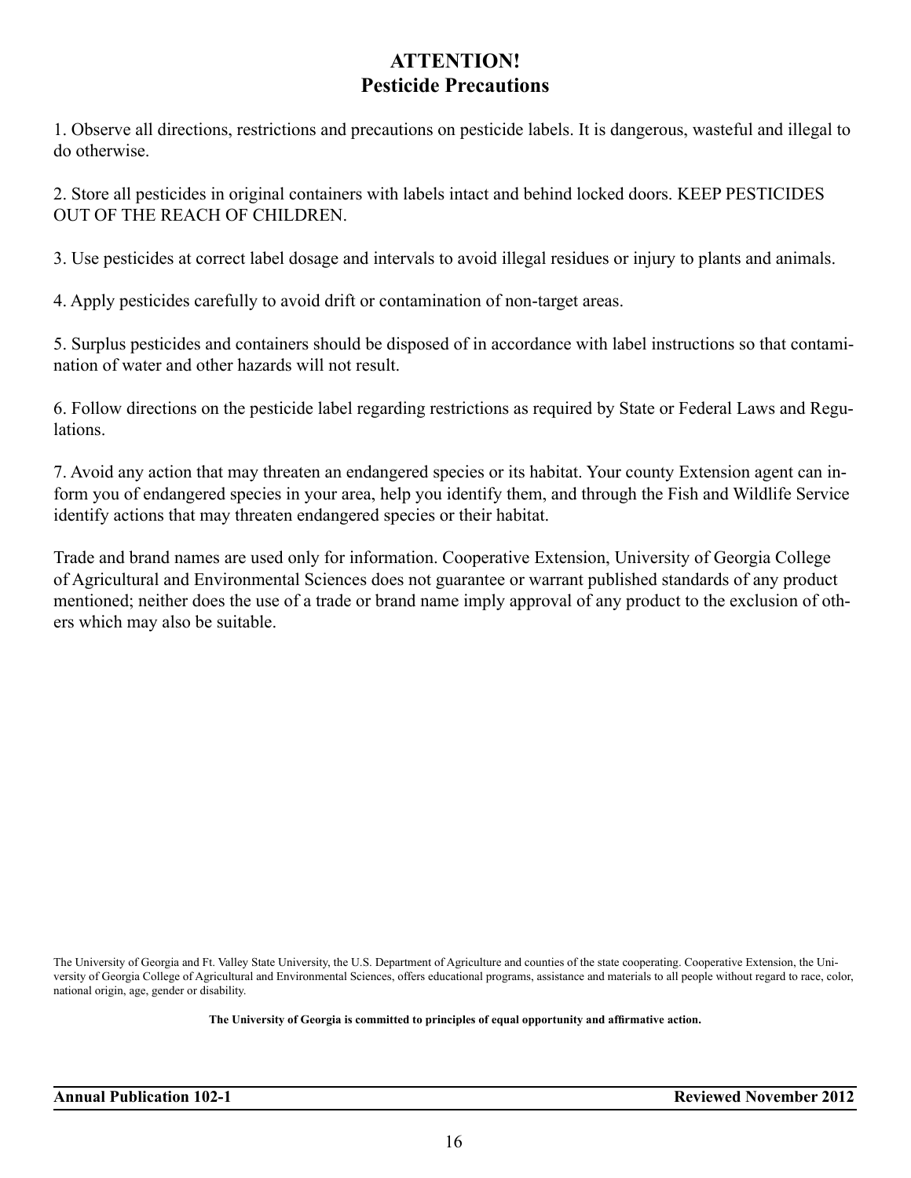# ATTENTION!
## Pesticide Precautions

1. Observe all directions, restrictions and precautions on pesticide labels. It is dangerous, wasteful and illegal to do otherwise.

2. Store all pesticides in original containers with labels intact and behind locked doors. KEEP PESTICIDES OUT OF THE REACH OF CHILDREN.

3. Use pesticides at correct label dosage and intervals to avoid illegal residues or injury to plants and animals.

4. Apply pesticides carefully to avoid drift or contamination of non-target areas.

5. Surplus pesticides and containers should be disposed of in accordance with label instructions so that contamination of water and other hazards will not result.

6. Follow directions on the pesticide label regarding restrictions as required by State or Federal Laws and Regulations.

7. Avoid any action that may threaten an endangered species or its habitat. Your county Extension agent can inform you of endangered species in your area, help you identify them, and through the Fish and Wildlife Service identify actions that may threaten endangered species or their habitat.

Trade and brand names are used only for information. Cooperative Extension, University of Georgia College of Agricultural and Environmental Sciences does not guarantee or warrant published standards of any product mentioned; neither does the use of a trade or brand name imply approval of any product to the exclusion of others which may also be suitable.

The University of Georgia and Ft. Valley State University, the U.S. Department of Agriculture and counties of the state cooperating. Cooperative Extension, the University of Georgia College of Agricultural and Environmental Sciences, offers educational programs, assistance and materials to all people without regard to race, color, national origin, age, gender or disability.

**The University of Georgia is committed to principles of equal opportunity and affirmative action.**

**Annual Publication 102-1** **Reviewed November 2012**